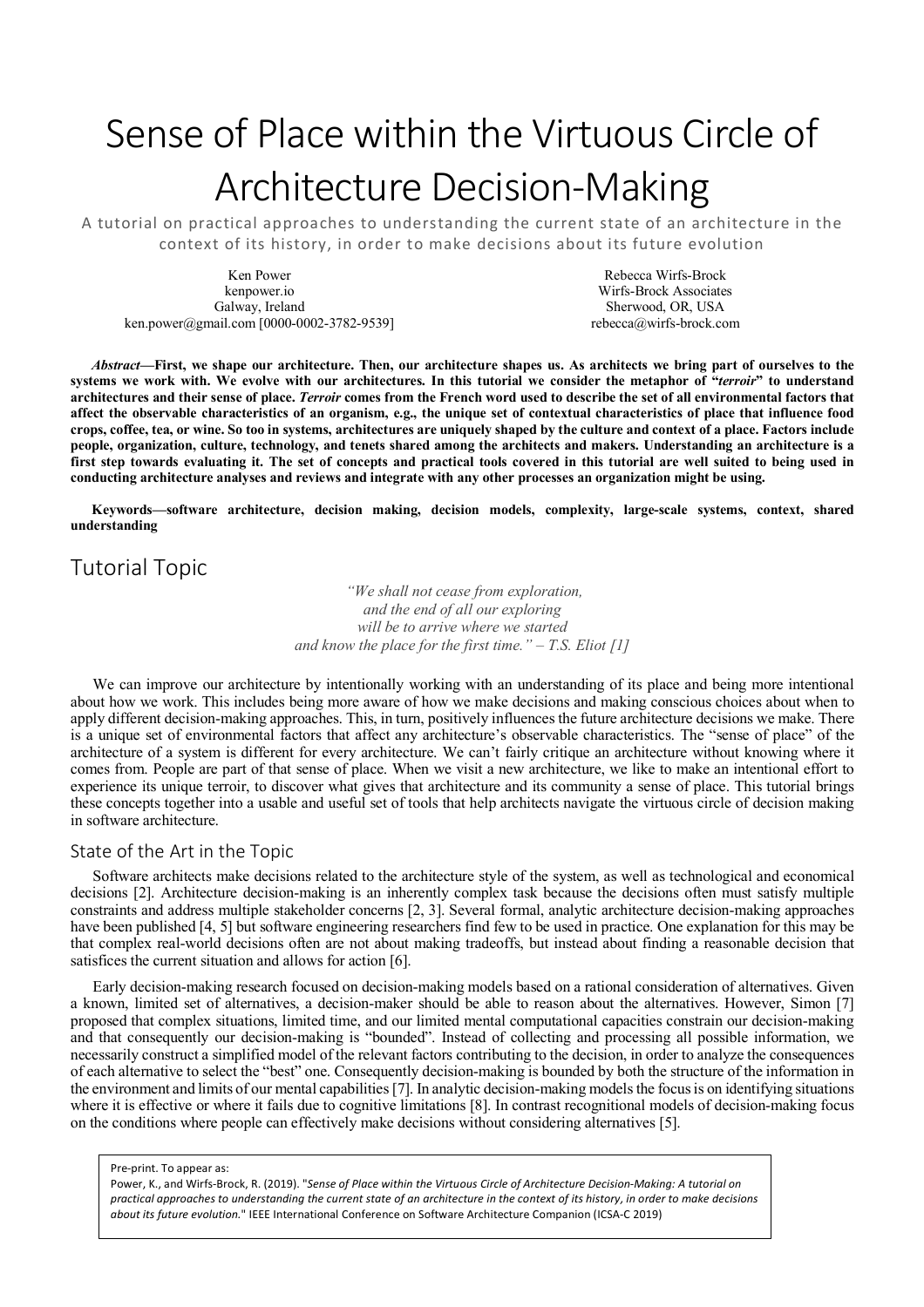# Sense of Place within the Virtuous Circle of Architecture Decision-Making

A tutorial on practical approaches to understanding the current state of an architecture in the context of its history, in order to make decisions about its future evolution

Ken Power
kenpower.io
Galway, Ireland
ken.power@gmail.com [0000-0002-3782-9539]

Rebecca Wirfs-Brock
Wirfs-Brock Associates
Sherwood, OR, USA
rebecca@wirfs-brock.com

***Abstract*—First, we shape our architecture. Then, our architecture shapes us. As architects we bring part of ourselves to the systems we work with. We evolve with our architectures. In this tutorial we consider the metaphor of "*terroir*" to understand architectures and their sense of place. *Terroir* comes from the French word used to describe the set of all environmental factors that affect the observable characteristics of an organism, e.g., the unique set of contextual characteristics of place that influence food crops, coffee, tea, or wine. So too in systems, architectures are uniquely shaped by the culture and context of a place. Factors include people, organization, culture, technology, and tenets shared among the architects and makers. Understanding an architecture is a first step towards evaluating it. The set of concepts and practical tools covered in this tutorial are well suited to being used in conducting architecture analyses and reviews and integrate with any other processes an organization might be using.**

**Keywords—software architecture, decision making, decision models, complexity, large-scale systems, context, shared understanding**

## Tutorial Topic

*"We shall not cease from exploration,*
*and the end of all our exploring*
*will be to arrive where we started*
*and know the place for the first time." – T.S. Eliot [1]*

We can improve our architecture by intentionally working with an understanding of its place and being more intentional about how we work. This includes being more aware of how we make decisions and making conscious choices about when to apply different decision-making approaches. This, in turn, positively influences the future architecture decisions we make. There is a unique set of environmental factors that affect any architecture's observable characteristics. The "sense of place" of the architecture of a system is different for every architecture. We can't fairly critique an architecture without knowing where it comes from. People are part of that sense of place. When we visit a new architecture, we like to make an intentional effort to experience its unique terroir, to discover what gives that architecture and its community a sense of place. This tutorial brings these concepts together into a usable and useful set of tools that help architects navigate the virtuous circle of decision making in software architecture.

### State of the Art in the Topic

Software architects make decisions related to the architecture style of the system, as well as technological and economical decisions [2]. Architecture decision-making is an inherently complex task because the decisions often must satisfy multiple constraints and address multiple stakeholder concerns [2, 3]. Several formal, analytic architecture decision-making approaches have been published [4, 5] but software engineering researchers find few to be used in practice. One explanation for this may be that complex real-world decisions often are not about making tradeoffs, but instead about finding a reasonable decision that satisfices the current situation and allows for action [6].

Early decision-making research focused on decision-making models based on a rational consideration of alternatives. Given a known, limited set of alternatives, a decision-maker should be able to reason about the alternatives. However, Simon [7] proposed that complex situations, limited time, and our limited mental computational capacities constrain our decision-making and that consequently our decision-making is "bounded". Instead of collecting and processing all possible information, we necessarily construct a simplified model of the relevant factors contributing to the decision, in order to analyze the consequences of each alternative to select the "best" one. Consequently decision-making is bounded by both the structure of the information in the environment and limits of our mental capabilities [7]. In analytic decision-making models the focus is on identifying situations where it is effective or where it fails due to cognitive limitations [8]. In contrast recognitional models of decision-making focus on the conditions where people can effectively make decisions without considering alternatives [5].

Pre-print. To appear as:
Power, K., and Wirfs-Brock, R. (2019). "*Sense of Place within the Virtuous Circle of Architecture Decision-Making: A tutorial on practical approaches to understanding the current state of an architecture in the context of its history, in order to make decisions about its future evolution.*" IEEE International Conference on Software Architecture Companion (ICSA-C 2019)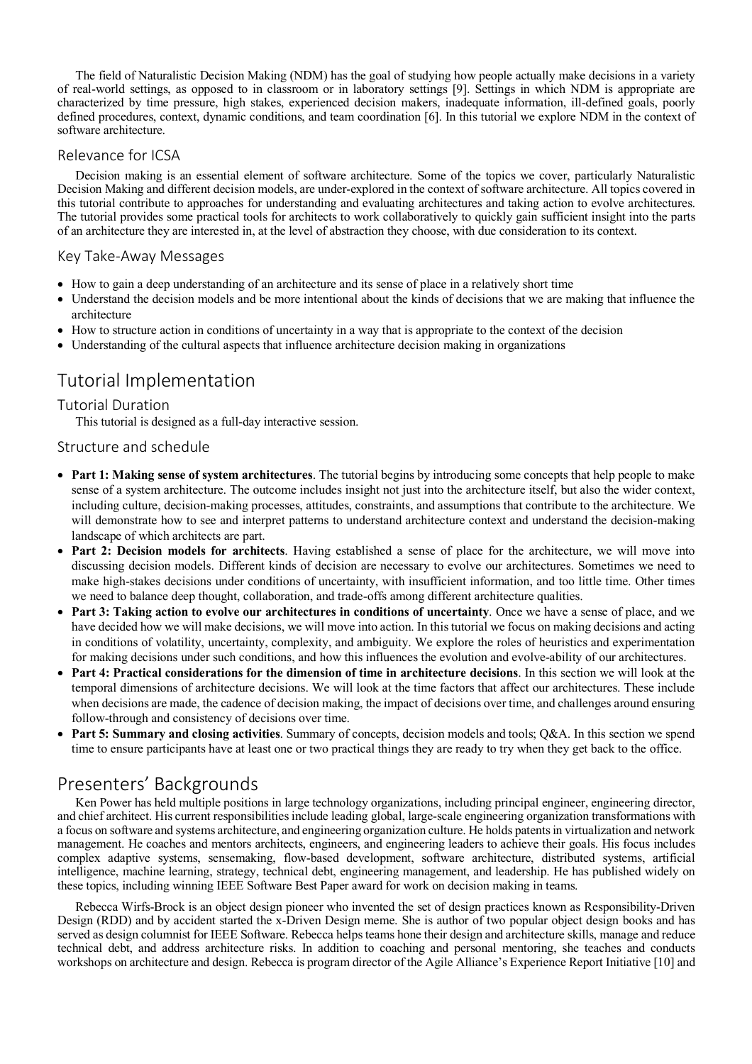The field of Naturalistic Decision Making (NDM) has the goal of studying how people actually make decisions in a variety of real-world settings, as opposed to in classroom or in laboratory settings [9]. Settings in which NDM is appropriate are characterized by time pressure, high stakes, experienced decision makers, inadequate information, ill-defined goals, poorly defined procedures, context, dynamic conditions, and team coordination [6]. In this tutorial we explore NDM in the context of software architecture.

### Relevance for ICSA

Decision making is an essential element of software architecture. Some of the topics we cover, particularly Naturalistic Decision Making and different decision models, are under-explored in the context of software architecture. All topics covered in this tutorial contribute to approaches for understanding and evaluating architectures and taking action to evolve architectures. The tutorial provides some practical tools for architects to work collaboratively to quickly gain sufficient insight into the parts of an architecture they are interested in, at the level of abstraction they choose, with due consideration to its context.

### Key Take-Away Messages

- How to gain a deep understanding of an architecture and its sense of place in a relatively short time
- Understand the decision models and be more intentional about the kinds of decisions that we are making that influence the architecture
- How to structure action in conditions of uncertainty in a way that is appropriate to the context of the decision
- Understanding of the cultural aspects that influence architecture decision making in organizations

## Tutorial Implementation

### Tutorial Duration

This tutorial is designed as a full-day interactive session.

### Structure and schedule

- **Part 1: Making sense of system architectures**. The tutorial begins by introducing some concepts that help people to make sense of a system architecture. The outcome includes insight not just into the architecture itself, but also the wider context, including culture, decision-making processes, attitudes, constraints, and assumptions that contribute to the architecture. We will demonstrate how to see and interpret patterns to understand architecture context and understand the decision-making landscape of which architects are part.
- **Part 2: Decision models for architects**. Having established a sense of place for the architecture, we will move into discussing decision models. Different kinds of decision are necessary to evolve our architectures. Sometimes we need to make high-stakes decisions under conditions of uncertainty, with insufficient information, and too little time. Other times we need to balance deep thought, collaboration, and trade-offs among different architecture qualities.
- **Part 3: Taking action to evolve our architectures in conditions of uncertainty**. Once we have a sense of place, and we have decided how we will make decisions, we will move into action. In this tutorial we focus on making decisions and acting in conditions of volatility, uncertainty, complexity, and ambiguity. We explore the roles of heuristics and experimentation for making decisions under such conditions, and how this influences the evolution and evolve-ability of our architectures.
- **Part 4: Practical considerations for the dimension of time in architecture decisions**. In this section we will look at the temporal dimensions of architecture decisions. We will look at the time factors that affect our architectures. These include when decisions are made, the cadence of decision making, the impact of decisions over time, and challenges around ensuring follow-through and consistency of decisions over time.
- **Part 5: Summary and closing activities**. Summary of concepts, decision models and tools; Q&A. In this section we spend time to ensure participants have at least one or two practical things they are ready to try when they get back to the office.

## Presenters' Backgrounds

Ken Power has held multiple positions in large technology organizations, including principal engineer, engineering director, and chief architect. His current responsibilities include leading global, large-scale engineering organization transformations with a focus on software and systems architecture, and engineering organization culture. He holds patents in virtualization and network management. He coaches and mentors architects, engineers, and engineering leaders to achieve their goals. His focus includes complex adaptive systems, sensemaking, flow-based development, software architecture, distributed systems, artificial intelligence, machine learning, strategy, technical debt, engineering management, and leadership. He has published widely on these topics, including winning IEEE Software Best Paper award for work on decision making in teams.

Rebecca Wirfs-Brock is an object design pioneer who invented the set of design practices known as Responsibility-Driven Design (RDD) and by accident started the x-Driven Design meme. She is author of two popular object design books and has served as design columnist for IEEE Software. Rebecca helps teams hone their design and architecture skills, manage and reduce technical debt, and address architecture risks. In addition to coaching and personal mentoring, she teaches and conducts workshops on architecture and design. Rebecca is program director of the Agile Alliance's Experience Report Initiative [10] and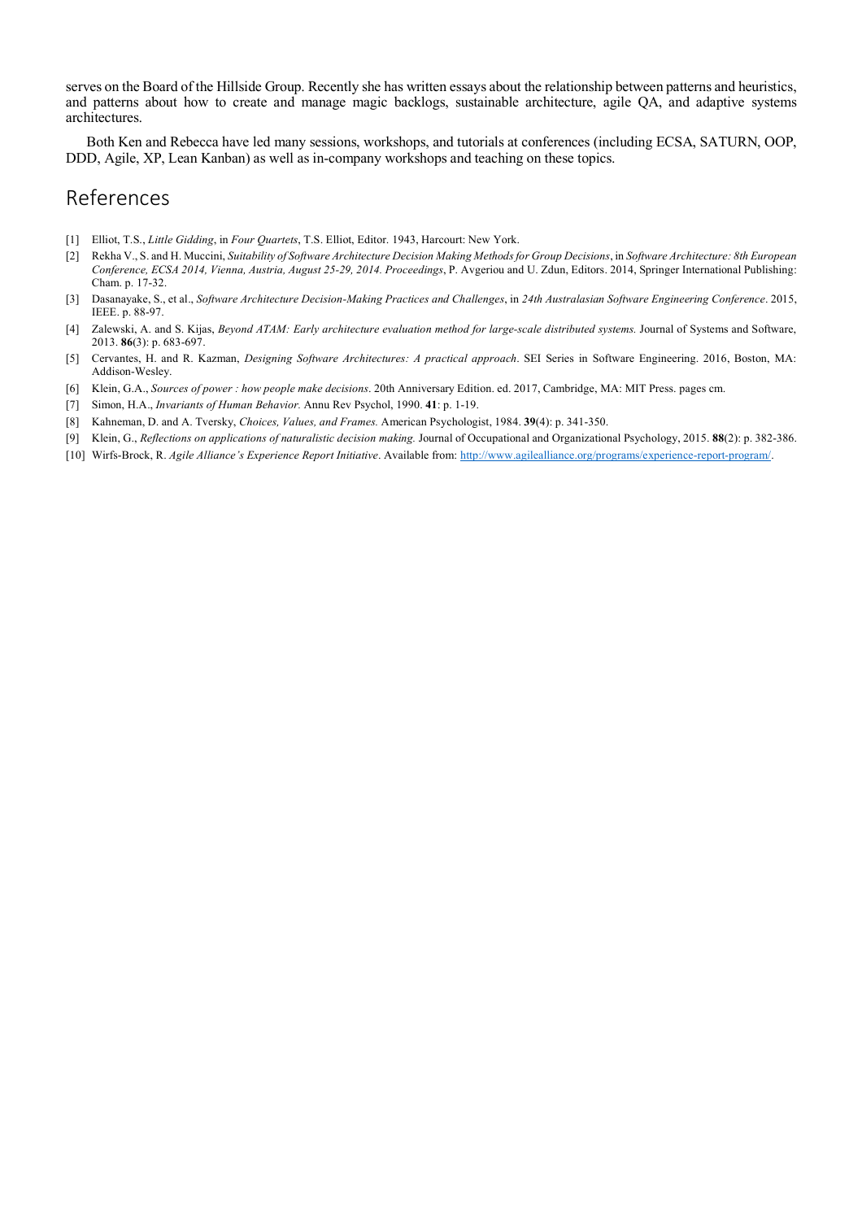serves on the Board of the Hillside Group. Recently she has written essays about the relationship between patterns and heuristics, and patterns about how to create and manage magic backlogs, sustainable architecture, agile QA, and adaptive systems architectures.

Both Ken and Rebecca have led many sessions, workshops, and tutorials at conferences (including ECSA, SATURN, OOP, DDD, Agile, XP, Lean Kanban) as well as in-company workshops and teaching on these topics.

## References

[1] Elliot, T.S., *Little Gidding*, in *Four Quartets*, T.S. Elliot, Editor. 1943, Harcourt: New York.

[2] Rekha V., S. and H. Muccini, *Suitability of Software Architecture Decision Making Methods for Group Decisions*, in *Software Architecture: 8th European Conference, ECSA 2014, Vienna, Austria, August 25-29, 2014. Proceedings*, P. Avgeriou and U. Zdun, Editors. 2014, Springer International Publishing: Cham. p. 17-32.

[3] Dasanayake, S., et al., *Software Architecture Decision-Making Practices and Challenges*, in *24th Australasian Software Engineering Conference*. 2015, IEEE. p. 88-97.

[4] Zalewski, A. and S. Kijas, *Beyond ATAM: Early architecture evaluation method for large-scale distributed systems.* Journal of Systems and Software, 2013. **86**(3): p. 683-697.

[5] Cervantes, H. and R. Kazman, *Designing Software Architectures: A practical approach*. SEI Series in Software Engineering. 2016, Boston, MA: Addison-Wesley.

[6] Klein, G.A., *Sources of power : how people make decisions*. 20th Anniversary Edition. ed. 2017, Cambridge, MA: MIT Press. pages cm.

[7] Simon, H.A., *Invariants of Human Behavior.* Annu Rev Psychol, 1990. **41**: p. 1-19.

[8] Kahneman, D. and A. Tversky, *Choices, Values, and Frames.* American Psychologist, 1984. **39**(4): p. 341-350.

[9] Klein, G., *Reflections on applications of naturalistic decision making.* Journal of Occupational and Organizational Psychology, 2015. **88**(2): p. 382-386.

[10] Wirfs-Brock, R. *Agile Alliance's Experience Report Initiative*. Available from: http://www.agilealliance.org/programs/experience-report-program/.